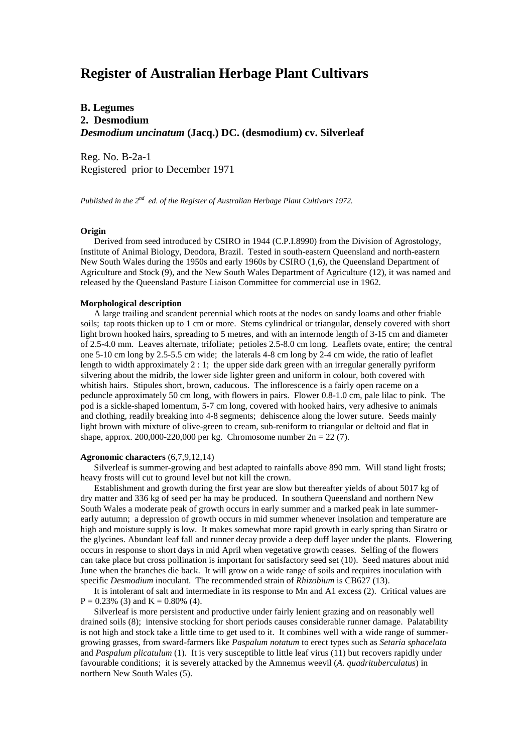# Register of Australian Herbage Plant Cultivars

**B. Legumes**
**2. Desmodium**
***Desmodium uncinatum* (Jacq.) DC. (desmodium) cv. Silverleaf**

Reg. No. B-2a-1
Registered prior to December 1971

*Published in the 2nd ed. of the Register of Australian Herbage Plant Cultivars 1972.*

**Origin**

Derived from seed introduced by CSIRO in 1944 (C.P.I.8990) from the Division of Agrostology, Institute of Animal Biology, Deodora, Brazil. Tested in south-eastern Queensland and north-eastern New South Wales during the 1950s and early 1960s by CSIRO (1,6), the Queensland Department of Agriculture and Stock (9), and the New South Wales Department of Agriculture (12), it was named and released by the Queensland Pasture Liaison Committee for commercial use in 1962.

**Morphological description**

A large trailing and scandent perennial which roots at the nodes on sandy loams and other friable soils; tap roots thicken up to 1 cm or more. Stems cylindrical or triangular, densely covered with short light brown hooked hairs, spreading to 5 metres, and with an internode length of 3-15 cm and diameter of 2.5-4.0 mm. Leaves alternate, trifoliate; petioles 2.5-8.0 cm long. Leaflets ovate, entire; the central one 5-10 cm long by 2.5-5.5 cm wide; the laterals 4-8 cm long by 2-4 cm wide, the ratio of leaflet length to width approximately 2 : 1; the upper side dark green with an irregular generally pyriform silvering about the midrib, the lower side lighter green and uniform in colour, both covered with whitish hairs. Stipules short, brown, caducous. The inflorescence is a fairly open raceme on a peduncle approximately 50 cm long, with flowers in pairs. Flower 0.8-1.0 cm, pale lilac to pink. The pod is a sickle-shaped lomentum, 5-7 cm long, covered with hooked hairs, very adhesive to animals and clothing, readily breaking into 4-8 segments; dehiscence along the lower suture. Seeds mainly light brown with mixture of olive-green to cream, sub-reniform to triangular or deltoid and flat in shape, approx. 200,000-220,000 per kg. Chromosome number 2n = 22 (7).

**Agronomic characters** (6,7,9,12,14)

Silverleaf is summer-growing and best adapted to rainfalls above 890 mm. Will stand light frosts; heavy frosts will cut to ground level but not kill the crown.

Establishment and growth during the first year are slow but thereafter yields of about 5017 kg of dry matter and 336 kg of seed per ha may be produced. In southern Queensland and northern New South Wales a moderate peak of growth occurs in early summer and a marked peak in late summer-early autumn; a depression of growth occurs in mid summer whenever insolation and temperature are high and moisture supply is low. It makes somewhat more rapid growth in early spring than Siratro or the glycines. Abundant leaf fall and runner decay provide a deep duff layer under the plants. Flowering occurs in response to short days in mid April when vegetative growth ceases. Selfing of the flowers can take place but cross pollination is important for satisfactory seed set (10). Seed matures about mid June when the branches die back. It will grow on a wide range of soils and requires inoculation with specific *Desmodium* inoculant. The recommended strain of *Rhizobium* is CB627 (13).

It is intolerant of salt and intermediate in its response to Mn and A1 excess (2). Critical values are P = 0.23% (3) and K = 0.80% (4).

Silverleaf is more persistent and productive under fairly lenient grazing and on reasonably well drained soils (8); intensive stocking for short periods causes considerable runner damage. Palatability is not high and stock take a little time to get used to it. It combines well with a wide range of summer-growing grasses, from sward-farmers like *Paspalum notatum* to erect types such as *Setaria sphacelata* and *Paspalum plicatulum* (1). It is very susceptible to little leaf virus (11) but recovers rapidly under favourable conditions; it is severely attacked by the Amnemus weevil (*A. quadrituberculatus*) in northern New South Wales (5).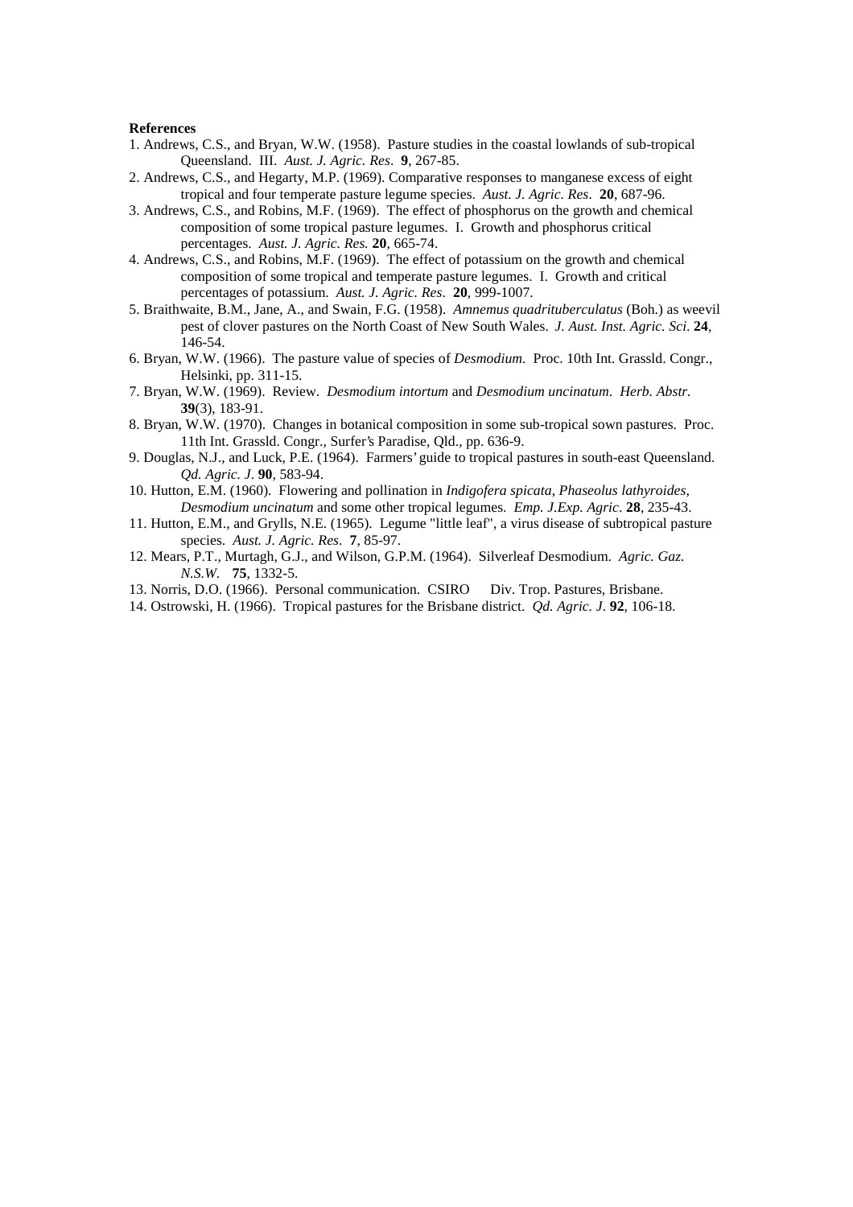**References**

1. Andrews, C.S., and Bryan, W.W. (1958). Pasture studies in the coastal lowlands of sub-tropical Queensland. III. *Aust. J. Agric. Res*. **9**, 267-85.
2. Andrews, C.S., and Hegarty, M.P. (1969). Comparative responses to manganese excess of eight tropical and four temperate pasture legume species. *Aust. J. Agric. Res*. **20**, 687-96.
3. Andrews, C.S., and Robins, M.F. (1969). The effect of phosphorus on the growth and chemical composition of some tropical pasture legumes. I. Growth and phosphorus critical percentages. *Aust. J. Agric. Res.* **20**, 665-74.
4. Andrews, C.S., and Robins, M.F. (1969). The effect of potassium on the growth and chemical composition of some tropical and temperate pasture legumes. I. Growth and critical percentages of potassium. *Aust. J. Agric. Res*. **20**, 999-1007.
5. Braithwaite, B.M., Jane, A., and Swain, F.G. (1958). *Amnemus quadrituberculatus* (Boh.) as weevil pest of clover pastures on the North Coast of New South Wales. *J. Aust. Inst. Agric. Sci*. **24**, 146-54.
6. Bryan, W.W. (1966). The pasture value of species of *Desmodium*. Proc. 10th Int. Grassld. Congr., Helsinki, pp. 311-15.
7. Bryan, W.W. (1969). Review. *Desmodium intortum* and *Desmodium uncinatum*. *Herb. Abstr.* **39**(3), 183-91.
8. Bryan, W.W. (1970). Changes in botanical composition in some sub-tropical sown pastures. Proc. 11th Int. Grassld. Congr., Surfer's Paradise, Qld., pp. 636-9.
9. Douglas, N.J., and Luck, P.E. (1964). Farmers' guide to tropical pastures in south-east Queensland. *Qd. Agric. J*. **90**, 583-94.
10. Hutton, E.M. (1960). Flowering and pollination in *Indigofera spicata*, *Phaseolus lathyroides*, *Desmodium uncinatum* and some other tropical legumes. *Emp. J.Exp. Agric*. **28**, 235-43.
11. Hutton, E.M., and Grylls, N.E. (1965). Legume "little leaf", a virus disease of subtropical pasture species. *Aust. J. Agric. Res*. **7**, 85-97.
12. Mears, P.T., Murtagh, G.J., and Wilson, G.P.M. (1964). Silverleaf Desmodium. *Agric. Gaz. N.S.W*. **75**, 1332-5.
13. Norris, D.O. (1966). Personal communication. CSIRO Div. Trop. Pastures, Brisbane.
14. Ostrowski, H. (1966). Tropical pastures for the Brisbane district. *Qd. Agric. J*. **92**, 106-18.